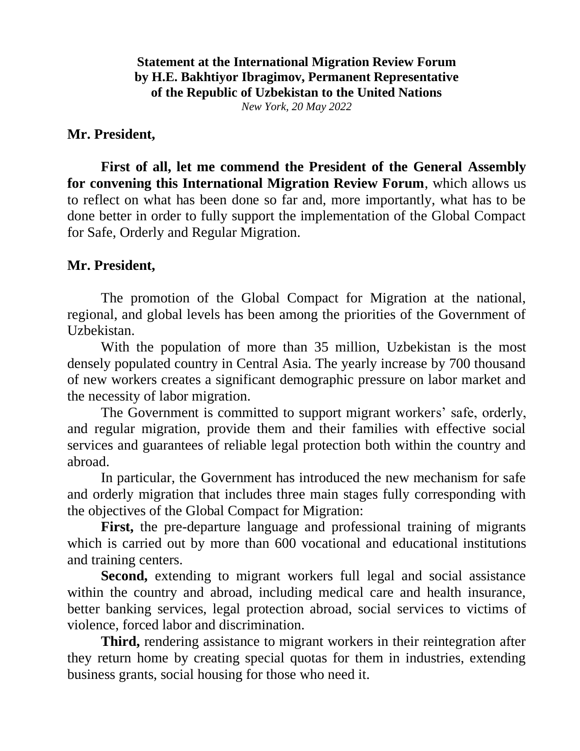**Statement at the International Migration Review Forum**
**by H.E. Bakhtiyor Ibragimov, Permanent Representative**
**of the Republic of Uzbekistan to the United Nations**
*New York, 20 May 2022*

**Mr. President,**

**First of all, let me commend the President of the General Assembly for convening this International Migration Review Forum**, which allows us to reflect on what has been done so far and, more importantly, what has to be done better in order to fully support the implementation of the Global Compact for Safe, Orderly and Regular Migration.

**Mr. President,**

The promotion of the Global Compact for Migration at the national, regional, and global levels has been among the priorities of the Government of Uzbekistan.

With the population of more than 35 million, Uzbekistan is the most densely populated country in Central Asia. The yearly increase by 700 thousand of new workers creates a significant demographic pressure on labor market and the necessity of labor migration.

The Government is committed to support migrant workers' safe, orderly, and regular migration, provide them and their families with effective social services and guarantees of reliable legal protection both within the country and abroad.

In particular, the Government has introduced the new mechanism for safe and orderly migration that includes three main stages fully corresponding with the objectives of the Global Compact for Migration:

**First,** the pre-departure language and professional training of migrants which is carried out by more than 600 vocational and educational institutions and training centers.

**Second,** extending to migrant workers full legal and social assistance within the country and abroad, including medical care and health insurance, better banking services, legal protection abroad, social services to victims of violence, forced labor and discrimination.

**Third,** rendering assistance to migrant workers in their reintegration after they return home by creating special quotas for them in industries, extending business grants, social housing for those who need it.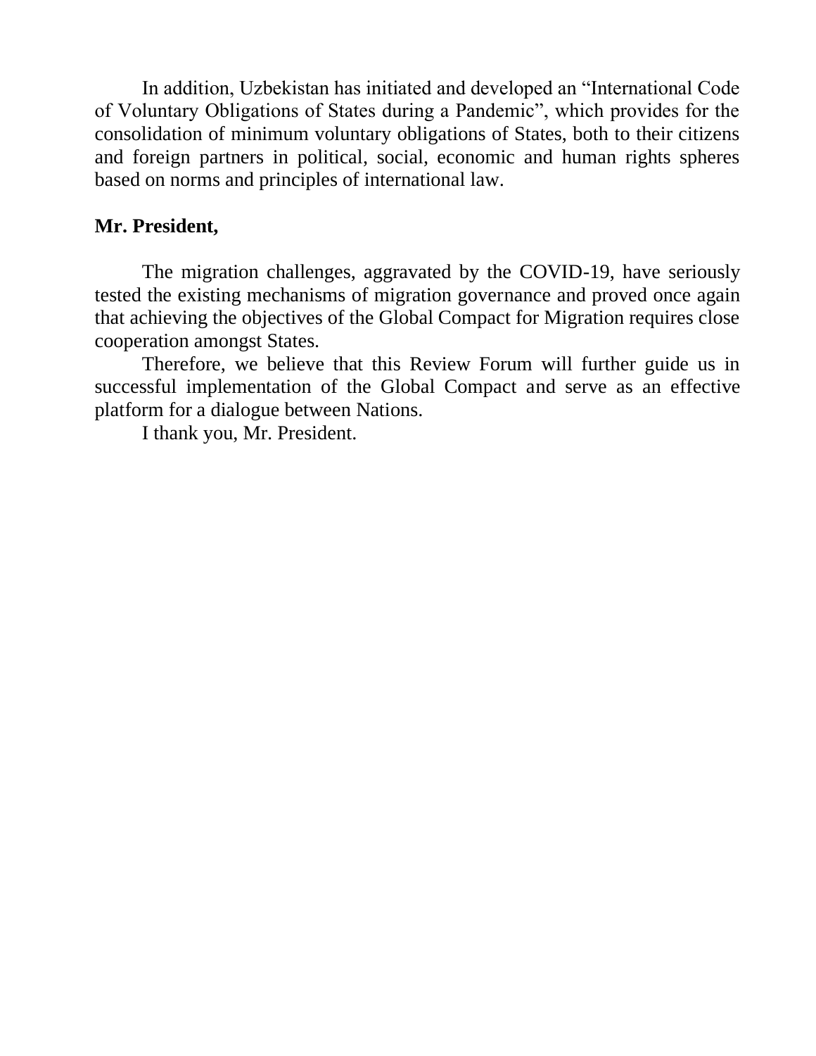In addition, Uzbekistan has initiated and developed an "International Code of Voluntary Obligations of States during a Pandemic", which provides for the consolidation of minimum voluntary obligations of States, both to their citizens and foreign partners in political, social, economic and human rights spheres based on norms and principles of international law.

**Mr. President,**

The migration challenges, aggravated by the COVID-19, have seriously tested the existing mechanisms of migration governance and proved once again that achieving the objectives of the Global Compact for Migration requires close cooperation amongst States.

Therefore, we believe that this Review Forum will further guide us in successful implementation of the Global Compact and serve as an effective platform for a dialogue between Nations.

I thank you, Mr. President.